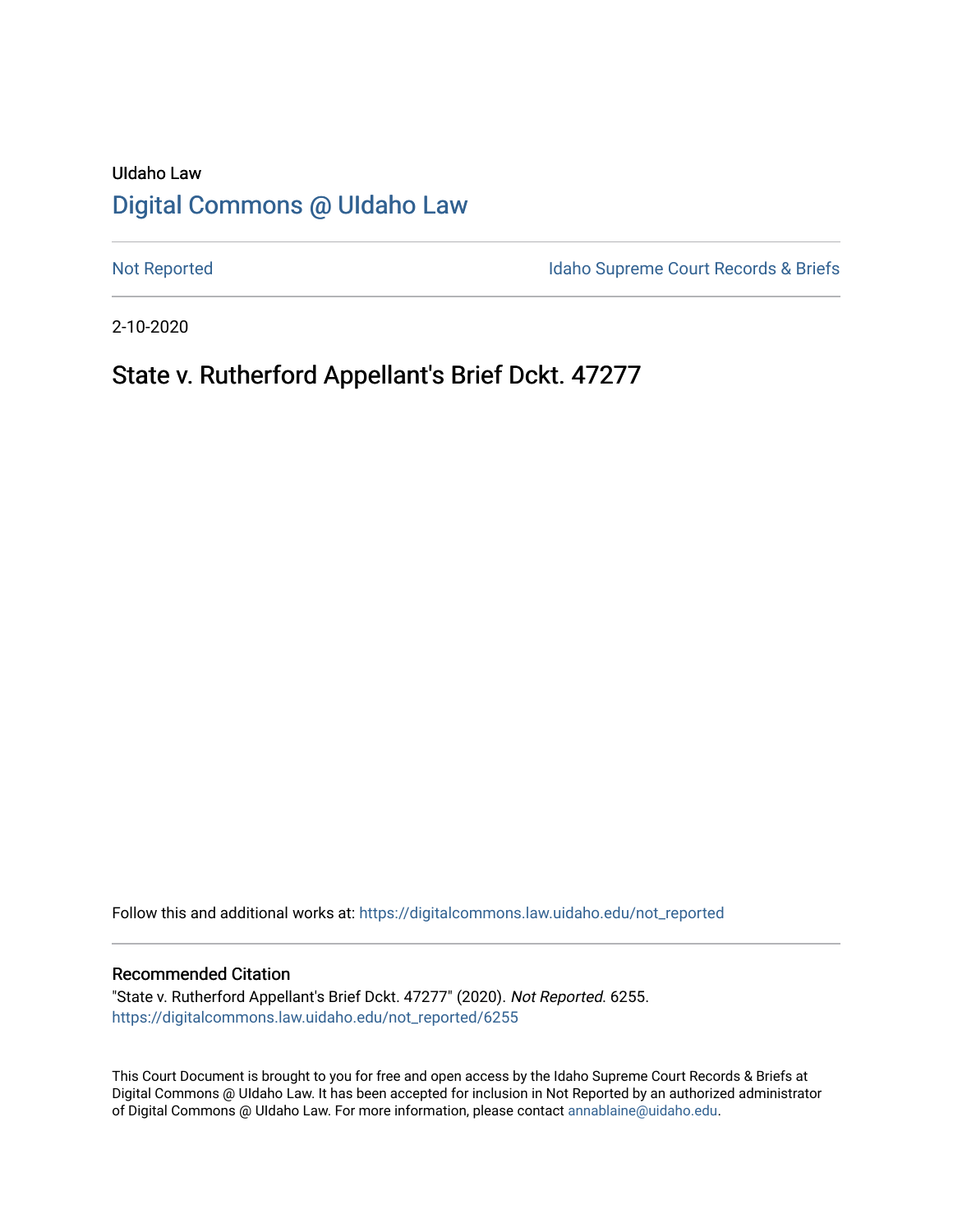UIdaho Law

# Digital Commons @ UIdaho Law

Not Reported

Idaho Supreme Court Records & Briefs

2-10-2020

## State v. Rutherford Appellant's Brief Dckt. 47277

Follow this and additional works at: https://digitalcommons.law.uidaho.edu/not_reported

### Recommended Citation

"State v. Rutherford Appellant's Brief Dckt. 47277" (2020). *Not Reported*. 6255.
https://digitalcommons.law.uidaho.edu/not_reported/6255

This Court Document is brought to you for free and open access by the Idaho Supreme Court Records & Briefs at Digital Commons @ UIdaho Law. It has been accepted for inclusion in Not Reported by an authorized administrator of Digital Commons @ UIdaho Law. For more information, please contact annablaine@uidaho.edu.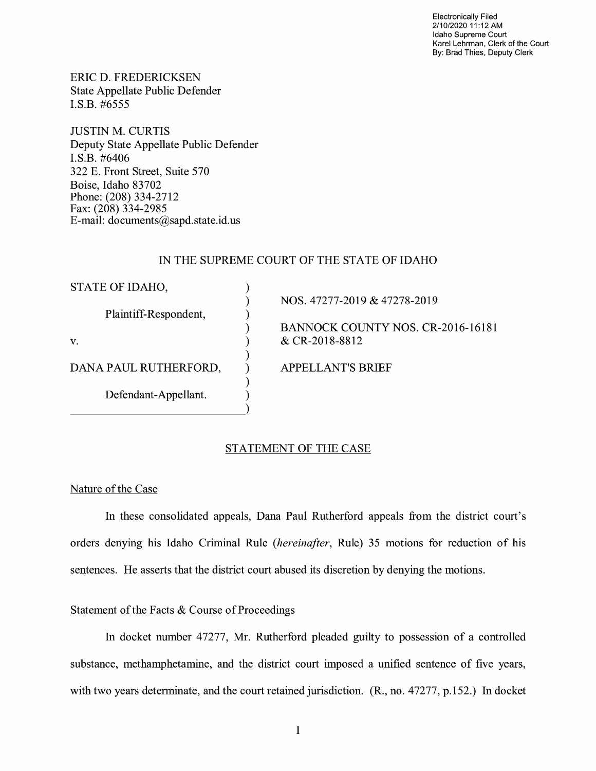Electronically Filed
2/10/2020 11:12 AM
Idaho Supreme Court
Karel Lehrman, Clerk of the Court
By: Brad Thies, Deputy Clerk

ERIC D. FREDERICKSEN
State Appellate Public Defender
I.S.B. #6555

JUSTIN M. CURTIS
Deputy State Appellate Public Defender
I.S.B. #6406
322 E. Front Street, Suite 570
Boise, Idaho 83702
Phone: (208) 334-2712
Fax: (208) 334-2985
E-mail: documents@sapd.state.id.us

IN THE SUPREME COURT OF THE STATE OF IDAHO

| | |
|---|---|
| STATE OF IDAHO, | NOS. 47277-2019 & 47278-2019 |
| Plaintiff-Respondent, | BANNOCK COUNTY NOS. CR-2016-16181 & CR-2018-8812 |
| v. | |
| DANA PAUL RUTHERFORD, | APPELLANT'S BRIEF |
| Defendant-Appellant. | |

## STATEMENT OF THE CASE

### Nature of the Case

In these consolidated appeals, Dana Paul Rutherford appeals from the district court's orders denying his Idaho Criminal Rule (*hereinafter*, Rule) 35 motions for reduction of his sentences. He asserts that the district court abused its discretion by denying the motions.

### Statement of the Facts & Course of Proceedings

In docket number 47277, Mr. Rutherford pleaded guilty to possession of a controlled substance, methamphetamine, and the district court imposed a unified sentence of five years, with two years determinate, and the court retained jurisdiction. (R., no. 47277, p.152.) In docket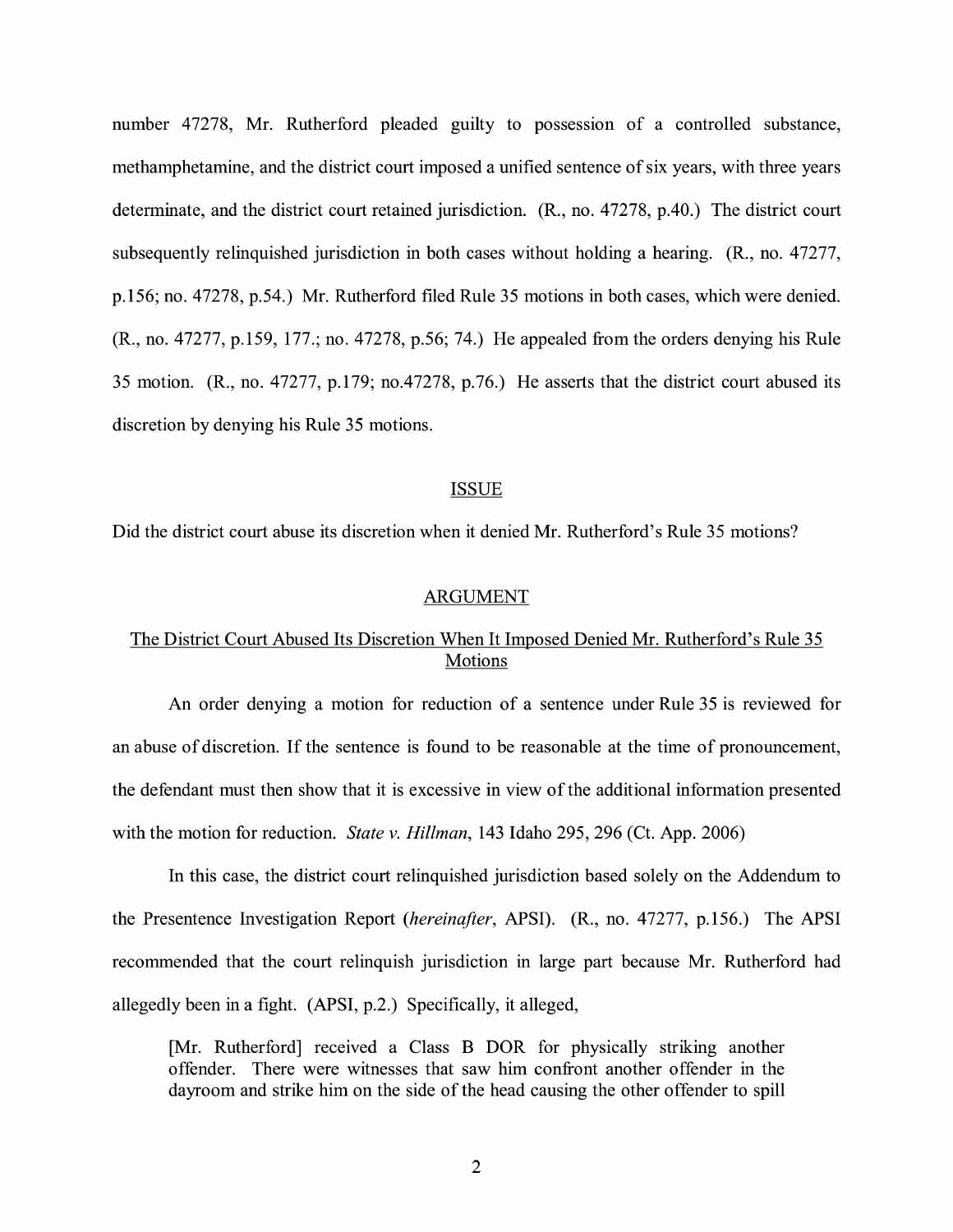number 47278, Mr. Rutherford pleaded guilty to possession of a controlled substance, methamphetamine, and the district court imposed a unified sentence of six years, with three years determinate, and the district court retained jurisdiction. (R., no. 47278, p.40.) The district court subsequently relinquished jurisdiction in both cases without holding a hearing. (R., no. 47277, p.156; no. 47278, p.54.) Mr. Rutherford filed Rule 35 motions in both cases, which were denied. (R., no. 47277, p.159, 177.; no. 47278, p.56; 74.) He appealed from the orders denying his Rule 35 motion. (R., no. 47277, p.179; no.47278, p.76.) He asserts that the district court abused its discretion by denying his Rule 35 motions.

## ISSUE

Did the district court abuse its discretion when it denied Mr. Rutherford's Rule 35 motions?

## ARGUMENT

### The District Court Abused Its Discretion When It Imposed Denied Mr. Rutherford's Rule 35 Motions

An order denying a motion for reduction of a sentence under Rule 35 is reviewed for an abuse of discretion. If the sentence is found to be reasonable at the time of pronouncement, the defendant must then show that it is excessive in view of the additional information presented with the motion for reduction. *State v. Hillman*, 143 Idaho 295, 296 (Ct. App. 2006)

In this case, the district court relinquished jurisdiction based solely on the Addendum to the Presentence Investigation Report (*hereinafter*, APSI). (R., no. 47277, p.156.) The APSI recommended that the court relinquish jurisdiction in large part because Mr. Rutherford had allegedly been in a fight. (APSI, p.2.) Specifically, it alleged,

> [Mr. Rutherford] received a Class B DOR for physically striking another offender. There were witnesses that saw him confront another offender in the dayroom and strike him on the side of the head causing the other offender to spill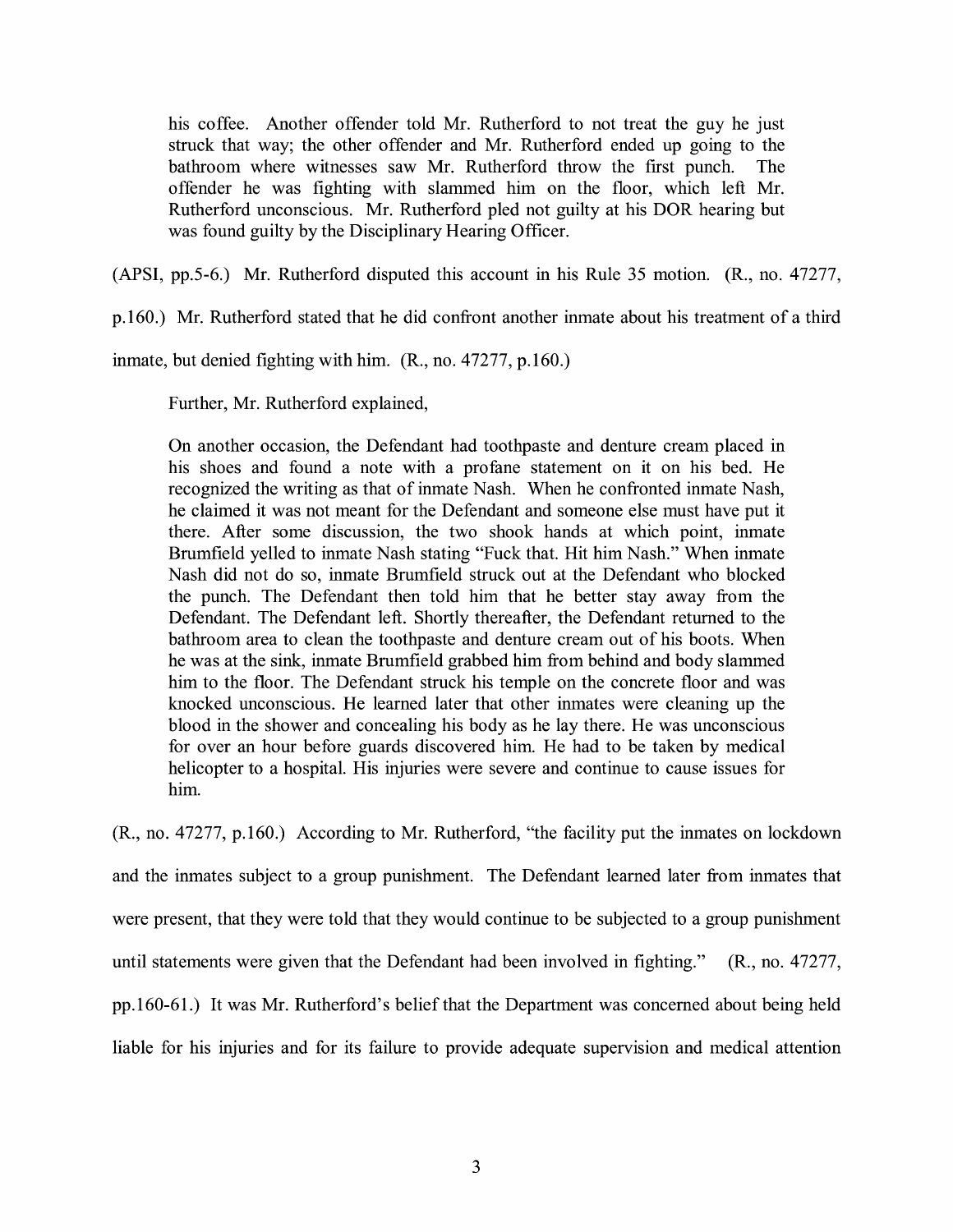> his coffee. Another offender told Mr. Rutherford to not treat the guy he just struck that way; the other offender and Mr. Rutherford ended up going to the bathroom where witnesses saw Mr. Rutherford throw the first punch. The offender he was fighting with slammed him on the floor, which left Mr. Rutherford unconscious. Mr. Rutherford pled not guilty at his DOR hearing but was found guilty by the Disciplinary Hearing Officer.

(APSI, pp.5-6.) Mr. Rutherford disputed this account in his Rule 35 motion. (R., no. 47277, p.160.) Mr. Rutherford stated that he did confront another inmate about his treatment of a third inmate, but denied fighting with him. (R., no. 47277, p.160.)

Further, Mr. Rutherford explained,

> On another occasion, the Defendant had toothpaste and denture cream placed in his shoes and found a note with a profane statement on it on his bed. He recognized the writing as that of inmate Nash. When he confronted inmate Nash, he claimed it was not meant for the Defendant and someone else must have put it there. After some discussion, the two shook hands at which point, inmate Brumfield yelled to inmate Nash stating "Fuck that. Hit him Nash." When inmate Nash did not do so, inmate Brumfield struck out at the Defendant who blocked the punch. The Defendant then told him that he better stay away from the Defendant. The Defendant left. Shortly thereafter, the Defendant returned to the bathroom area to clean the toothpaste and denture cream out of his boots. When he was at the sink, inmate Brumfield grabbed him from behind and body slammed him to the floor. The Defendant struck his temple on the concrete floor and was knocked unconscious. He learned later that other inmates were cleaning up the blood in the shower and concealing his body as he lay there. He was unconscious for over an hour before guards discovered him. He had to be taken by medical helicopter to a hospital. His injuries were severe and continue to cause issues for him.

(R., no. 47277, p.160.) According to Mr. Rutherford, "the facility put the inmates on lockdown and the inmates subject to a group punishment. The Defendant learned later from inmates that were present, that they were told that they would continue to be subjected to a group punishment until statements were given that the Defendant had been involved in fighting." (R., no. 47277, pp.160-61.) It was Mr. Rutherford's belief that the Department was concerned about being held liable for his injuries and for its failure to provide adequate supervision and medical attention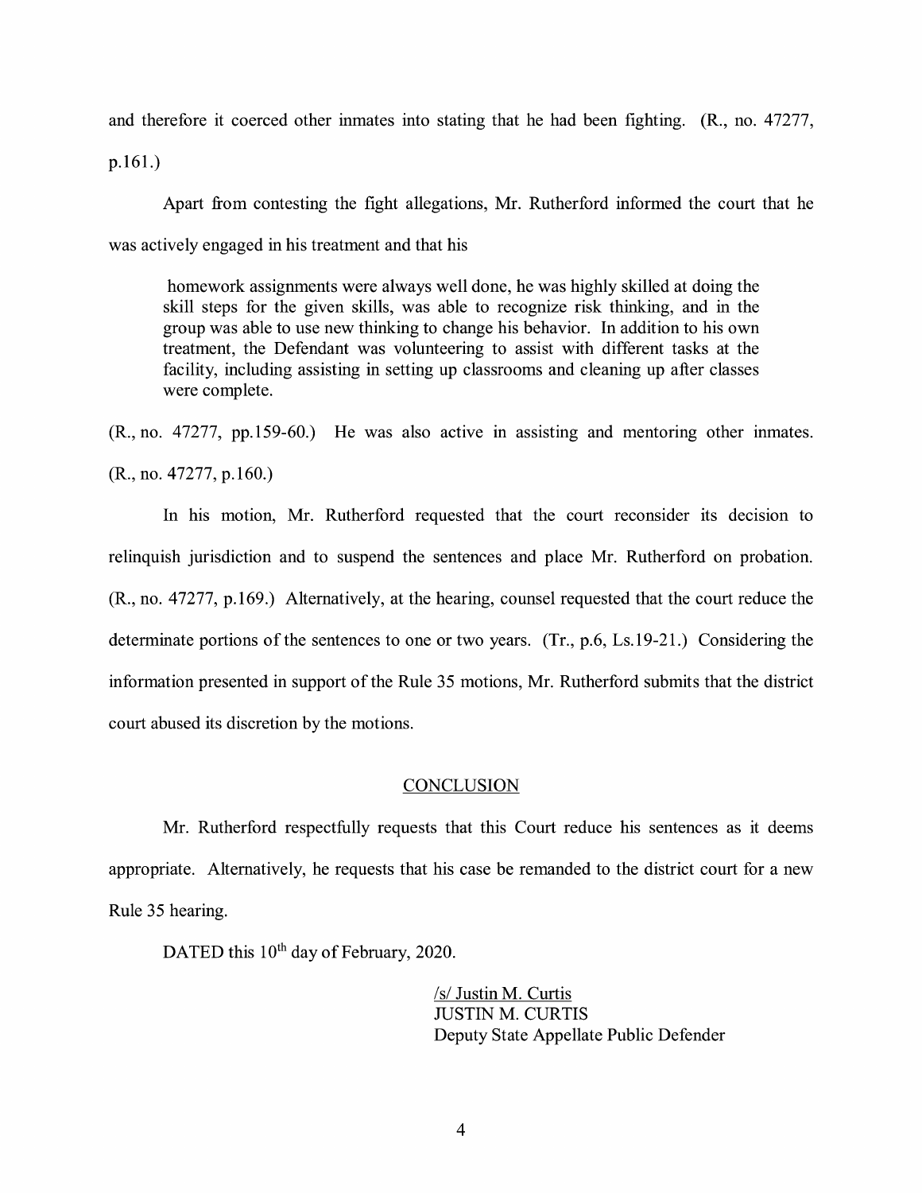and therefore it coerced other inmates into stating that he had been fighting. (R., no. 47277, p.161.)

Apart from contesting the fight allegations, Mr. Rutherford informed the court that he was actively engaged in his treatment and that his

> homework assignments were always well done, he was highly skilled at doing the skill steps for the given skills, was able to recognize risk thinking, and in the group was able to use new thinking to change his behavior. In addition to his own treatment, the Defendant was volunteering to assist with different tasks at the facility, including assisting in setting up classrooms and cleaning up after classes were complete.

(R., no. 47277, pp.159-60.) He was also active in assisting and mentoring other inmates. (R., no. 47277, p.160.)

In his motion, Mr. Rutherford requested that the court reconsider its decision to relinquish jurisdiction and to suspend the sentences and place Mr. Rutherford on probation. (R., no. 47277, p.169.) Alternatively, at the hearing, counsel requested that the court reduce the determinate portions of the sentences to one or two years. (Tr., p.6, Ls.19-21.) Considering the information presented in support of the Rule 35 motions, Mr. Rutherford submits that the district court abused its discretion by the motions.

## CONCLUSION

Mr. Rutherford respectfully requests that this Court reduce his sentences as it deems appropriate. Alternatively, he requests that his case be remanded to the district court for a new Rule 35 hearing.

DATED this 10th day of February, 2020.

/s/ Justin M. Curtis
JUSTIN M. CURTIS
Deputy State Appellate Public Defender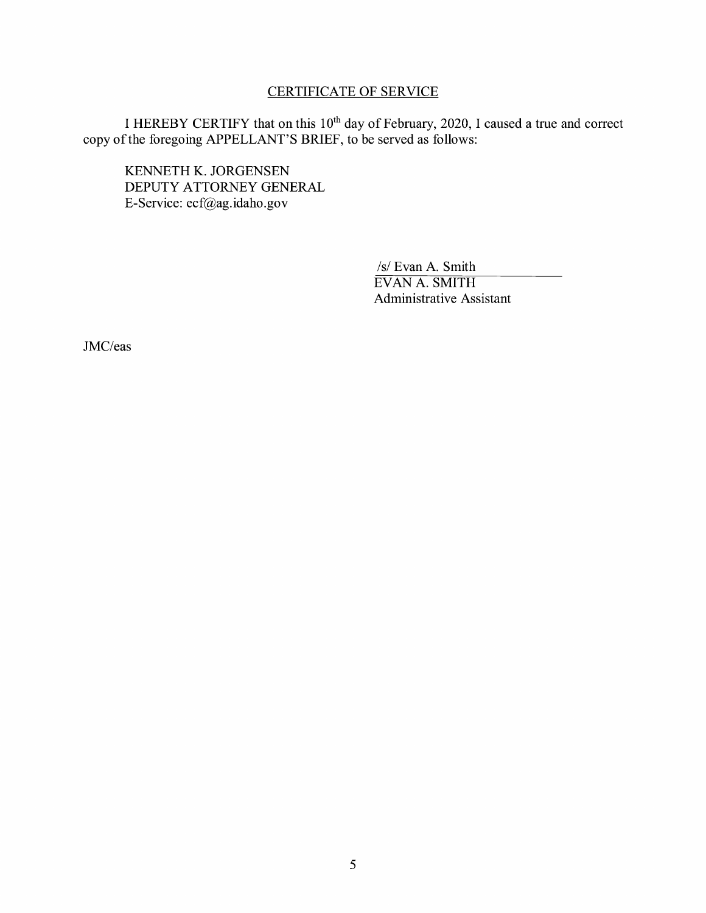## CERTIFICATE OF SERVICE

I HEREBY CERTIFY that on this 10th day of February, 2020, I caused a true and correct copy of the foregoing APPELLANT'S BRIEF, to be served as follows:

KENNETH K. JORGENSEN
DEPUTY ATTORNEY GENERAL
E-Service: ecf@ag.idaho.gov

/s/ Evan A. Smith
EVAN A. SMITH
Administrative Assistant

JMC/eas